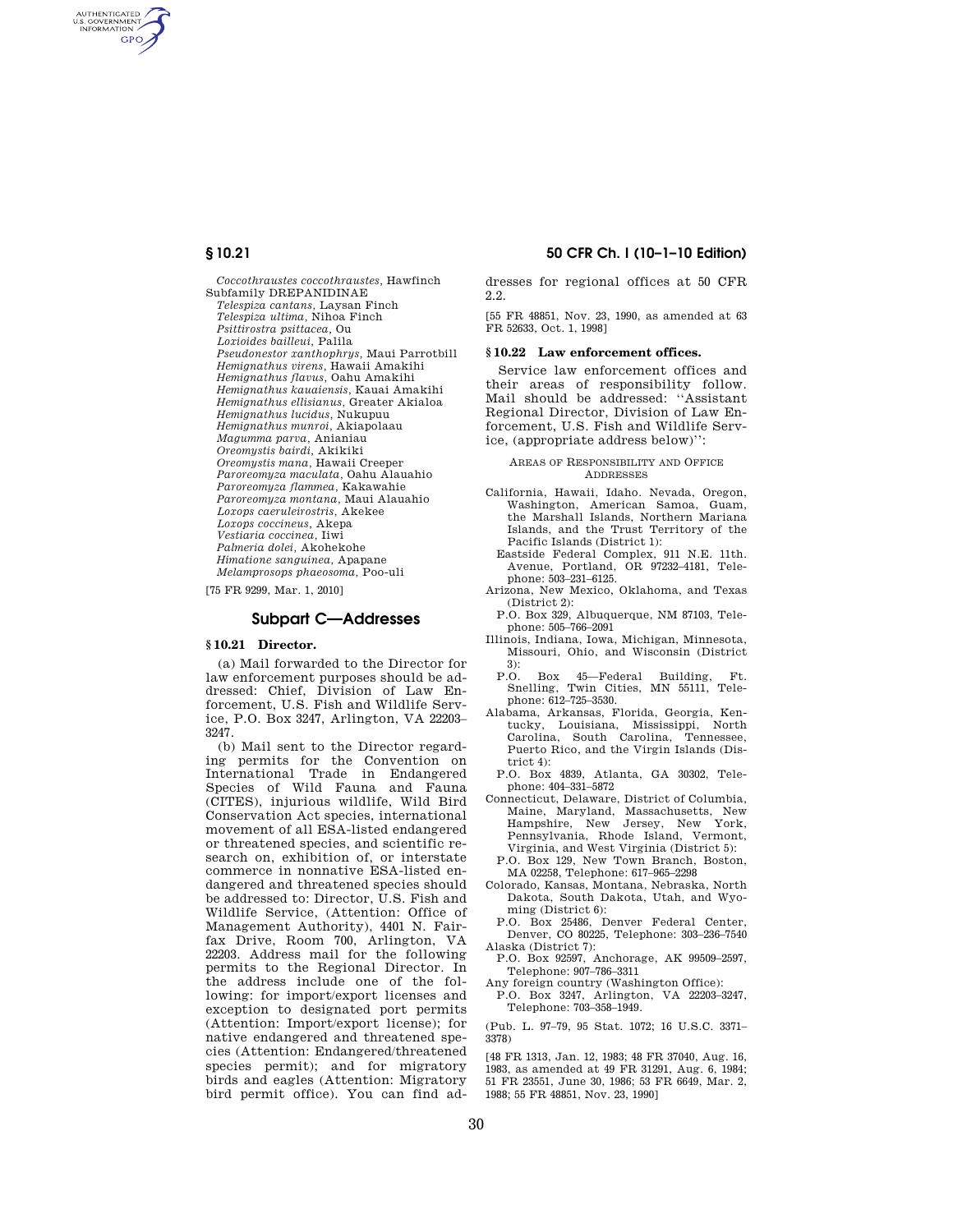*Coccothraustes coccothraustes*, Hawfinch
Subfamily DREPANIDINAE
*Telespiza cantans*, Laysan Finch
*Telespiza ultima*, Nihoa Finch
*Psittirostra psittacea*, Ou
*Loxioides bailleui*, Palila
*Pseudonestor xanthophrys*, Maui Parrotbill
*Hemignathus virens*, Hawaii Amakihi
*Hemignathus flavus*, Oahu Amakihi
*Hemignathus kauaiensis*, Kauai Amakihi
*Hemignathus ellisianus*, Greater Akialoa
*Hemignathus lucidus*, Nukupuu
*Hemignathus munroi*, Akiapolaau
*Magumma parva*, Anianiau
*Oreomystis bairdi*, Akikiki
*Oreomystis mana*, Hawaii Creeper
*Paroreomyza maculata*, Oahu Alauahio
*Paroreomyza flammea*, Kakawahie
*Paroreomyza montana*, Maui Alauahio
*Loxops caeruleirostris*, Akekee
*Loxops coccineus*, Akepa
*Vestiaria coccinea*, Iiwi
*Palmeria dolei*, Akohekohe
*Himatione sanguinea*, Apapane
*Melamprosops phaeosoma*, Poo-uli

[75 FR 9299, Mar. 1, 2010]

## Subpart C—Addresses

### § 10.21 Director.

(a) Mail forwarded to the Director for law enforcement purposes should be addressed: Chief, Division of Law Enforcement, U.S. Fish and Wildlife Service, P.O. Box 3247, Arlington, VA 22203–3247.

(b) Mail sent to the Director regarding permits for the Convention on International Trade in Endangered Species of Wild Fauna and Fauna (CITES), injurious wildlife, Wild Bird Conservation Act species, international movement of all ESA-listed endangered or threatened species, and scientific research on, exhibition of, or interstate commerce in nonnative ESA-listed endangered and threatened species should be addressed to: Director, U.S. Fish and Wildlife Service, (Attention: Office of Management Authority), 4401 N. Fairfax Drive, Room 700, Arlington, VA 22203. Address mail for the following permits to the Regional Director. In the address include one of the following: for import/export licenses and exception to designated port permits (Attention: Import/export license); for native endangered and threatened species (Attention: Endangered/threatened species permit); and for migratory birds and eagles (Attention: Migratory bird permit office). You can find addresses for regional offices at 50 CFR 2.2.

[55 FR 48851, Nov. 23, 1990, as amended at 63 FR 52633, Oct. 1, 1998]

### § 10.22 Law enforcement offices.

Service law enforcement offices and their areas of responsibility follow. Mail should be addressed: ''Assistant Regional Director, Division of Law Enforcement, U.S. Fish and Wildlife Service, (appropriate address below)'':

AREAS OF RESPONSIBILITY AND OFFICE ADDRESSES

California, Hawaii, Idaho. Nevada, Oregon, Washington, American Samoa, Guam, the Marshall Islands, Northern Mariana Islands, and the Trust Territory of the Pacific Islands (District 1):
Eastside Federal Complex, 911 N.E. 11th. Avenue, Portland, OR 97232–4181, Telephone: 503–231–6125.

Arizona, New Mexico, Oklahoma, and Texas (District 2):
P.O. Box 329, Albuquerque, NM 87103, Telephone: 505–766–2091

Illinois, Indiana, Iowa, Michigan, Minnesota, Missouri, Ohio, and Wisconsin (District 3):
P.O. Box 45—Federal Building, Ft. Snelling, Twin Cities, MN 55111, Telephone: 612–725–3530.

Alabama, Arkansas, Florida, Georgia, Kentucky, Louisiana, Mississippi, North Carolina, South Carolina, Tennessee, Puerto Rico, and the Virgin Islands (District 4):
P.O. Box 4839, Atlanta, GA 30302, Telephone: 404–331–5872

Connecticut, Delaware, District of Columbia, Maine, Maryland, Massachusetts, New Hampshire, New Jersey, New York, Pennsylvania, Rhode Island, Vermont, Virginia, and West Virginia (District 5):
P.O. Box 129, New Town Branch, Boston, MA 02258, Telephone: 617–965–2298

Colorado, Kansas, Montana, Nebraska, North Dakota, South Dakota, Utah, and Wyoming (District 6):
P.O. Box 25486, Denver Federal Center, Denver, CO 80225, Telephone: 303–236–7540

Alaska (District 7):
P.O. Box 92597, Anchorage, AK 99509–2597, Telephone: 907–786–3311

Any foreign country (Washington Office):
P.O. Box 3247, Arlington, VA 22203–3247, Telephone: 703–358–1949.

(Pub. L. 97–79, 95 Stat. 1072; 16 U.S.C. 3371–3378)

[48 FR 1313, Jan. 12, 1983; 48 FR 37040, Aug. 16, 1983, as amended at 49 FR 31291, Aug. 6, 1984; 51 FR 23551, June 30, 1986; 53 FR 6649, Mar. 2, 1988; 55 FR 48851, Nov. 23, 1990]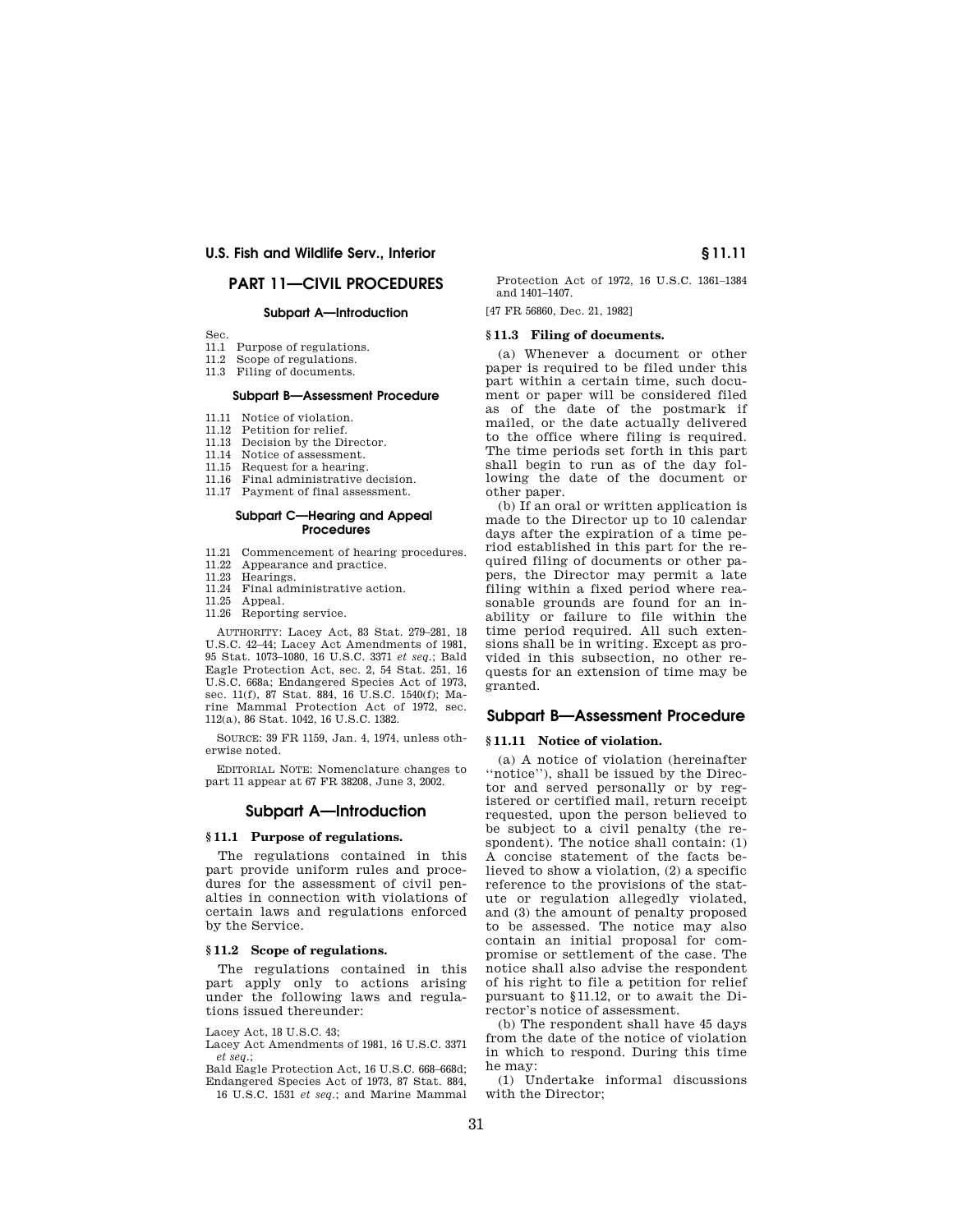# PART 11—CIVIL PROCEDURES

## Subpart A—Introduction

Sec.
11.1 Purpose of regulations.
11.2 Scope of regulations.
11.3 Filing of documents.

## Subpart B—Assessment Procedure

11.11 Notice of violation.
11.12 Petition for relief.
11.13 Decision by the Director.
11.14 Notice of assessment.
11.15 Request for a hearing.
11.16 Final administrative decision.
11.17 Payment of final assessment.

## Subpart C—Hearing and Appeal Procedures

11.21 Commencement of hearing procedures.
11.22 Appearance and practice.
11.23 Hearings.
11.24 Final administrative action.
11.25 Appeal.
11.26 Reporting service.

AUTHORITY: Lacey Act, 83 Stat. 279–281, 18 U.S.C. 42–44; Lacey Act Amendments of 1981, 95 Stat. 1073–1080, 16 U.S.C. 3371 *et seq.*; Bald Eagle Protection Act, sec. 2, 54 Stat. 251, 16 U.S.C. 668a; Endangered Species Act of 1973, sec. 11(f), 87 Stat. 884, 16 U.S.C. 1540(f); Marine Mammal Protection Act of 1972, sec. 112(a), 86 Stat. 1042, 16 U.S.C. 1382.

SOURCE: 39 FR 1159, Jan. 4, 1974, unless otherwise noted.

EDITORIAL NOTE: Nomenclature changes to part 11 appear at 67 FR 38208, June 3, 2002.

## Subpart A—Introduction

### § 11.1 Purpose of regulations.

The regulations contained in this part provide uniform rules and procedures for the assessment of civil penalties in connection with violations of certain laws and regulations enforced by the Service.

### § 11.2 Scope of regulations.

The regulations contained in this part apply only to actions arising under the following laws and regulations issued thereunder:

Lacey Act, 18 U.S.C. 43;
Lacey Act Amendments of 1981, 16 U.S.C. 3371 *et seq.*;
Bald Eagle Protection Act, 16 U.S.C. 668–668d;
Endangered Species Act of 1973, 87 Stat. 884, 16 U.S.C. 1531 *et seq.*; and Marine Mammal Protection Act of 1972, 16 U.S.C. 1361–1384 and 1401–1407.

[47 FR 56860, Dec. 21, 1982]

### § 11.3 Filing of documents.

(a) Whenever a document or other paper is required to be filed under this part within a certain time, such document or paper will be considered filed as of the date of the postmark if mailed, or the date actually delivered to the office where filing is required. The time periods set forth in this part shall begin to run as of the day following the date of the document or other paper.

(b) If an oral or written application is made to the Director up to 10 calendar days after the expiration of a time period established in this part for the required filing of documents or other papers, the Director may permit a late filing within a fixed period where reasonable grounds are found for an inability or failure to file within the time period required. All such extensions shall be in writing. Except as provided in this subsection, no other requests for an extension of time may be granted.

## Subpart B—Assessment Procedure

### § 11.11 Notice of violation.

(a) A notice of violation (hereinafter ''notice''), shall be issued by the Director and served personally or by registered or certified mail, return receipt requested, upon the person believed to be subject to a civil penalty (the respondent). The notice shall contain: (1) A concise statement of the facts believed to show a violation, (2) a specific reference to the provisions of the statute or regulation allegedly violated, and (3) the amount of penalty proposed to be assessed. The notice may also contain an initial proposal for compromise or settlement of the case. The notice shall also advise the respondent of his right to file a petition for relief pursuant to §11.12, or to await the Director's notice of assessment.

(b) The respondent shall have 45 days from the date of the notice of violation in which to respond. During this time he may:

(1) Undertake informal discussions with the Director;